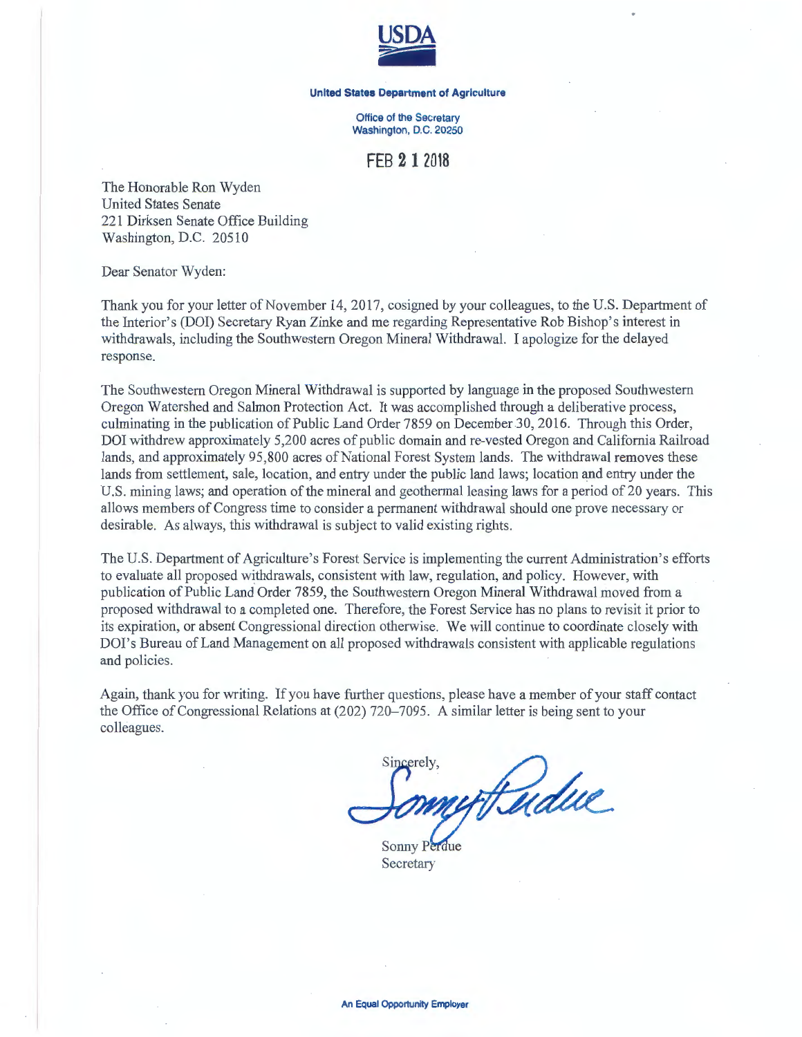USDA

**United States Department of Agriculture**

Office of the Secretary
Washington, D.C. 20250

FEB 21 2018

The Honorable Ron Wyden
United States Senate
221 Dirksen Senate Office Building
Washington, D.C. 20510

Dear Senator Wyden:

Thank you for your letter of November 14, 2017, cosigned by your colleagues, to the U.S. Department of the Interior's (DOI) Secretary Ryan Zinke and me regarding Representative Rob Bishop's interest in withdrawals, including the Southwestern Oregon Mineral Withdrawal. I apologize for the delayed response.

The Southwestern Oregon Mineral Withdrawal is supported by language in the proposed Southwestern Oregon Watershed and Salmon Protection Act. It was accomplished through a deliberative process, culminating in the publication of Public Land Order 7859 on December 30, 2016. Through this Order, DOI withdrew approximately 5,200 acres of public domain and re-vested Oregon and California Railroad lands, and approximately 95,800 acres of National Forest System lands. The withdrawal removes these lands from settlement, sale, location, and entry under the public land laws; location and entry under the U.S. mining laws; and operation of the mineral and geothermal leasing laws for a period of 20 years. This allows members of Congress time to consider a permanent withdrawal should one prove necessary or desirable. As always, this withdrawal is subject to valid existing rights.

The U.S. Department of Agriculture's Forest Service is implementing the current Administration's efforts to evaluate all proposed withdrawals, consistent with law, regulation, and policy. However, with publication of Public Land Order 7859, the Southwestern Oregon Mineral Withdrawal moved from a proposed withdrawal to a completed one. Therefore, the Forest Service has no plans to revisit it prior to its expiration, or absent Congressional direction otherwise. We will continue to coordinate closely with DOI's Bureau of Land Management on all proposed withdrawals consistent with applicable regulations and policies.

Again, thank you for writing. If you have further questions, please have a member of your staff contact the Office of Congressional Relations at (202) 720-7095. A similar letter is being sent to your colleagues.

Sincerely,

Sonny Perdue
Secretary

An Equal Opportunity Employer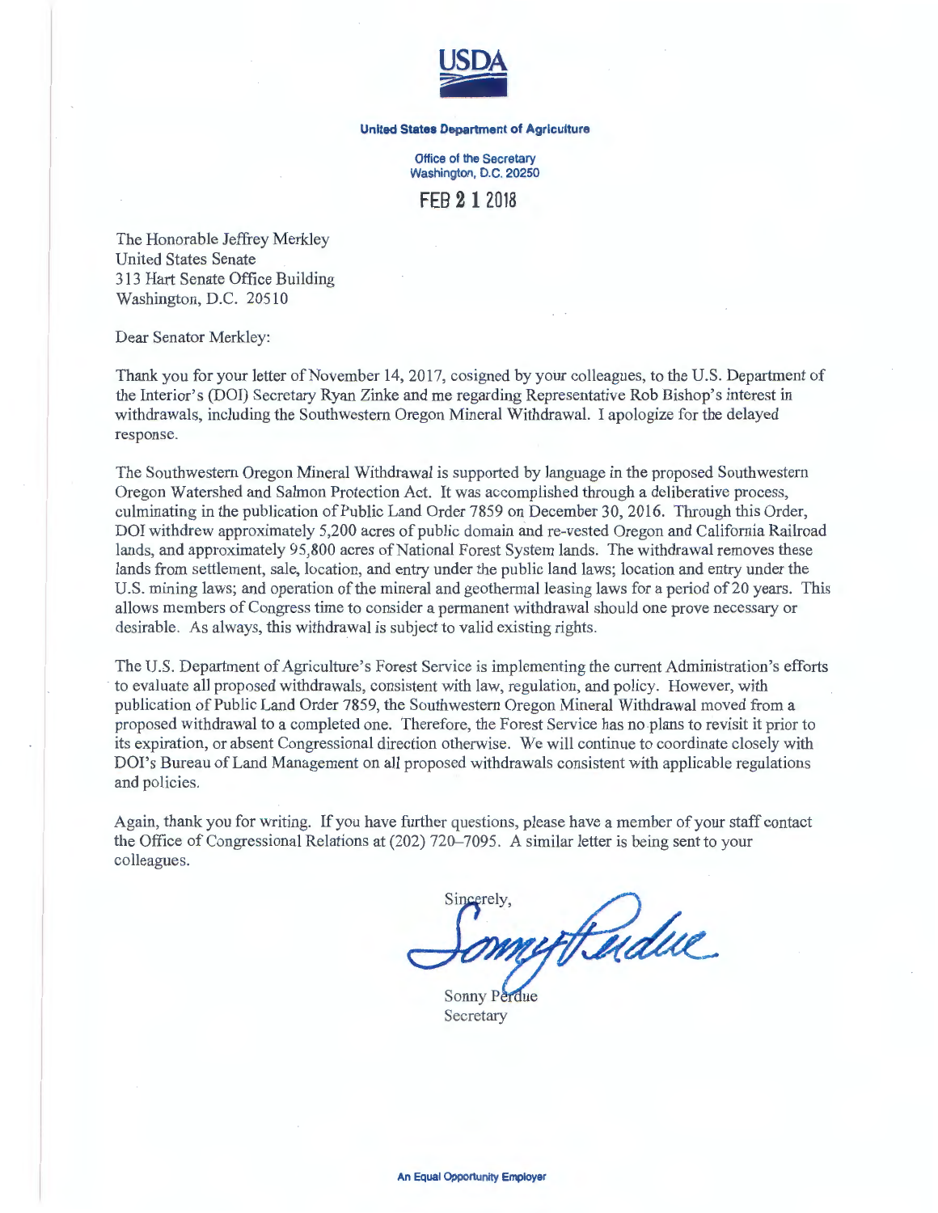USDA

**United States Department of Agriculture**

Office of the Secretary
Washington, D.C. 20250

FEB 21 2018

The Honorable Jeffrey Merkley
United States Senate
313 Hart Senate Office Building
Washington, D.C. 20510

Dear Senator Merkley:

Thank you for your letter of November 14, 2017, cosigned by your colleagues, to the U.S. Department of the Interior's (DOI) Secretary Ryan Zinke and me regarding Representative Rob Bishop's interest in withdrawals, including the Southwestern Oregon Mineral Withdrawal. I apologize for the delayed response.

The Southwestern Oregon Mineral Withdrawal is supported by language in the proposed Southwestern Oregon Watershed and Salmon Protection Act. It was accomplished through a deliberative process, culminating in the publication of Public Land Order 7859 on December 30, 2016. Through this Order, DOI withdrew approximately 5,200 acres of public domain and re-vested Oregon and California Railroad lands, and approximately 95,800 acres of National Forest System lands. The withdrawal removes these lands from settlement, sale, location, and entry under the public land laws; location and entry under the U.S. mining laws; and operation of the mineral and geothermal leasing laws for a period of 20 years. This allows members of Congress time to consider a permanent withdrawal should one prove necessary or desirable. As always, this withdrawal is subject to valid existing rights.

The U.S. Department of Agriculture's Forest Service is implementing the current Administration's efforts to evaluate all proposed withdrawals, consistent with law, regulation, and policy. However, with publication of Public Land Order 7859, the Southwestern Oregon Mineral Withdrawal moved from a proposed withdrawal to a completed one. Therefore, the Forest Service has no plans to revisit it prior to its expiration, or absent Congressional direction otherwise. We will continue to coordinate closely with DOI's Bureau of Land Management on all proposed withdrawals consistent with applicable regulations and policies.

Again, thank you for writing. If you have further questions, please have a member of your staff contact the Office of Congressional Relations at (202) 720-7095. A similar letter is being sent to your colleagues.

Sincerely,

Sonny Perdue
Secretary

An Equal Opportunity Employer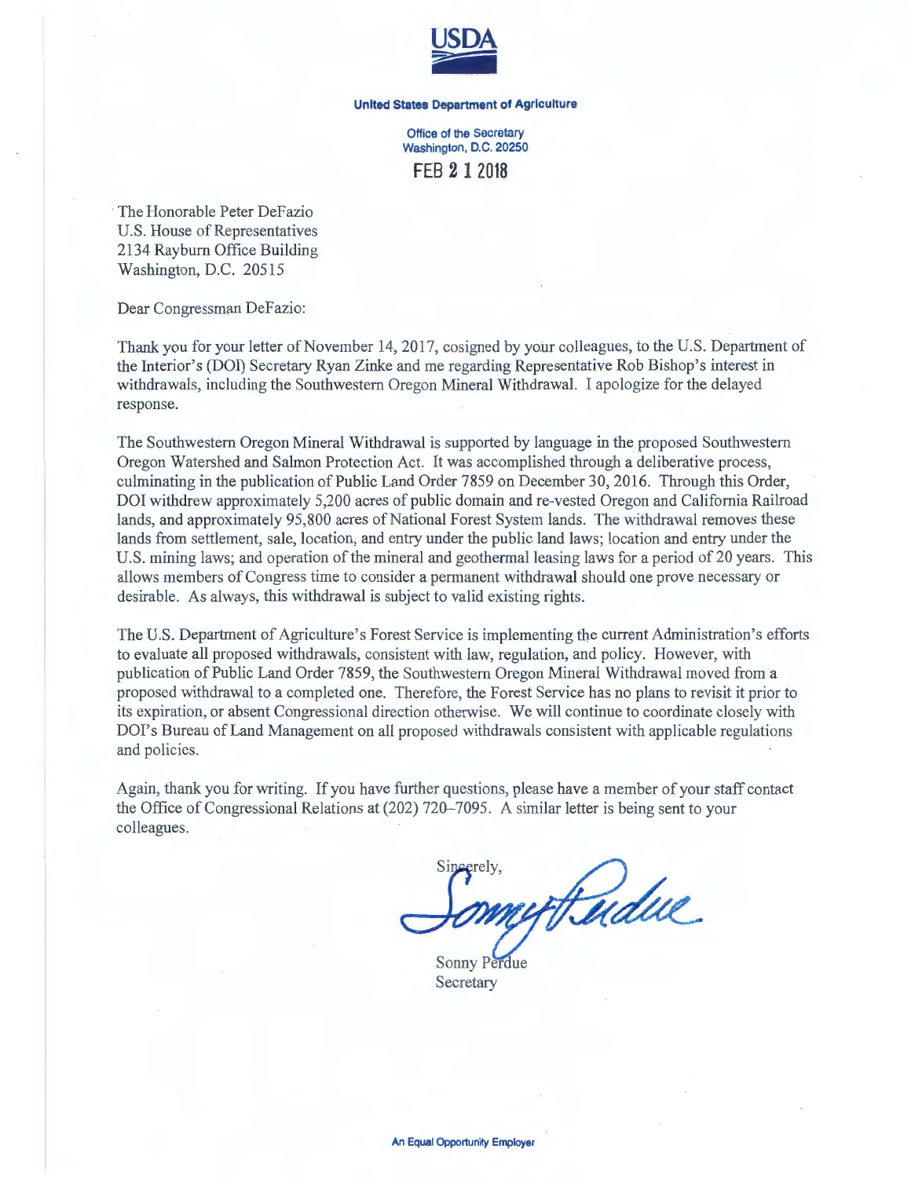**USDA**

**United States Department of Agriculture**

Office of the Secretary
Washington, D.C. 20250

FEB 2 1 2018

The Honorable Peter DeFazio
U.S. House of Representatives
2134 Rayburn Office Building
Washington, D.C. 20515

Dear Congressman DeFazio:

Thank you for your letter of November 14, 2017, cosigned by your colleagues, to the U.S. Department of the Interior's (DOI) Secretary Ryan Zinke and me regarding Representative Rob Bishop's interest in withdrawals, including the Southwestern Oregon Mineral Withdrawal. I apologize for the delayed response.

The Southwestern Oregon Mineral Withdrawal is supported by language in the proposed Southwestern Oregon Watershed and Salmon Protection Act. It was accomplished through a deliberative process, culminating in the publication of Public Land Order 7859 on December 30, 2016. Through this Order, DOI withdrew approximately 5,200 acres of public domain and re-vested Oregon and California Railroad lands, and approximately 95,800 acres of National Forest System lands. The withdrawal removes these lands from settlement, sale, location, and entry under the public land laws; location and entry under the U.S. mining laws; and operation of the mineral and geothermal leasing laws for a period of 20 years. This allows members of Congress time to consider a permanent withdrawal should one prove necessary or desirable. As always, this withdrawal is subject to valid existing rights.

The U.S. Department of Agriculture's Forest Service is implementing the current Administration's efforts to evaluate all proposed withdrawals, consistent with law, regulation, and policy. However, with publication of Public Land Order 7859, the Southwestern Oregon Mineral Withdrawal moved from a proposed withdrawal to a completed one. Therefore, the Forest Service has no plans to revisit it prior to its expiration, or absent Congressional direction otherwise. We will continue to coordinate closely with DOI's Bureau of Land Management on all proposed withdrawals consistent with applicable regulations and policies.

Again, thank you for writing. If you have further questions, please have a member of your staff contact the Office of Congressional Relations at (202) 720–7095. A similar letter is being sent to your colleagues.

Sincerely,

Sonny Perdue
Secretary

An Equal Opportunity Employer